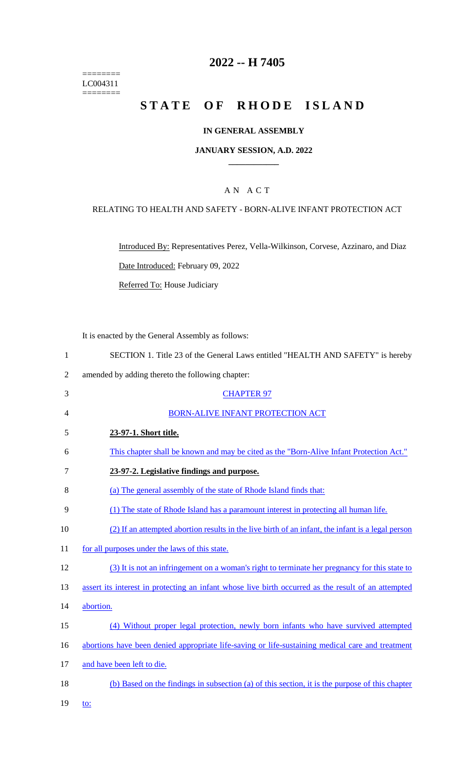# 2022 -- H 7405

========
LC004311
========

# STATE OF RHODE ISLAND

## IN GENERAL ASSEMBLY

### JANUARY SESSION, A.D. 2022

____________

A N A C T

RELATING TO HEALTH AND SAFETY - BORN-ALIVE INFANT PROTECTION ACT

Introduced By: Representatives Perez, Vella-Wilkinson, Corvese, Azzinaro, and Diaz

Date Introduced: February 09, 2022

Referred To: House Judiciary

It is enacted by the General Assembly as follows:

SECTION 1. Title 23 of the General Laws entitled "HEALTH AND SAFETY" is hereby amended by adding thereto the following chapter:

CHAPTER 97

BORN-ALIVE INFANT PROTECTION ACT

**23-97-1. Short title.**

This chapter shall be known and may be cited as the "Born-Alive Infant Protection Act."

**23-97-2. Legislative findings and purpose.**

(a) The general assembly of the state of Rhode Island finds that:

(1) The state of Rhode Island has a paramount interest in protecting all human life.

(2) If an attempted abortion results in the live birth of an infant, the infant is a legal person for all purposes under the laws of this state.

(3) It is not an infringement on a woman's right to terminate her pregnancy for this state to assert its interest in protecting an infant whose live birth occurred as the result of an attempted abortion.

(4) Without proper legal protection, newly born infants who have survived attempted abortions have been denied appropriate life-saving or life-sustaining medical care and treatment and have been left to die.

(b) Based on the findings in subsection (a) of this section, it is the purpose of this chapter to: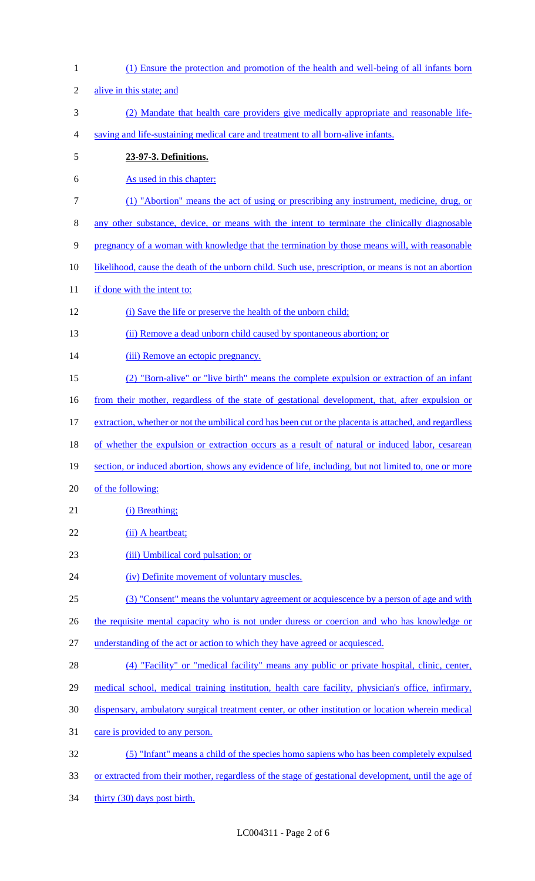(1) Ensure the protection and promotion of the health and well-being of all infants born alive in this state; and

(2) Mandate that health care providers give medically appropriate and reasonable life-saving and life-sustaining medical care and treatment to all born-alive infants.

**23-97-3. Definitions.**

As used in this chapter:

(1) "Abortion" means the act of using or prescribing any instrument, medicine, drug, or any other substance, device, or means with the intent to terminate the clinically diagnosable pregnancy of a woman with knowledge that the termination by those means will, with reasonable likelihood, cause the death of the unborn child. Such use, prescription, or means is not an abortion if done with the intent to:

(i) Save the life or preserve the health of the unborn child;

(ii) Remove a dead unborn child caused by spontaneous abortion; or

(iii) Remove an ectopic pregnancy.

(2) "Born-alive" or "live birth" means the complete expulsion or extraction of an infant from their mother, regardless of the state of gestational development, that, after expulsion or extraction, whether or not the umbilical cord has been cut or the placenta is attached, and regardless of whether the expulsion or extraction occurs as a result of natural or induced labor, cesarean section, or induced abortion, shows any evidence of life, including, but not limited to, one or more of the following:

(i) Breathing;

(ii) A heartbeat;

(iii) Umbilical cord pulsation; or

(iv) Definite movement of voluntary muscles.

(3) "Consent" means the voluntary agreement or acquiescence by a person of age and with the requisite mental capacity who is not under duress or coercion and who has knowledge or understanding of the act or action to which they have agreed or acquiesced.

(4) "Facility" or "medical facility" means any public or private hospital, clinic, center, medical school, medical training institution, health care facility, physician's office, infirmary, dispensary, ambulatory surgical treatment center, or other institution or location wherein medical care is provided to any person.

(5) "Infant" means a child of the species homo sapiens who has been completely expulsed or extracted from their mother, regardless of the stage of gestational development, until the age of thirty (30) days post birth.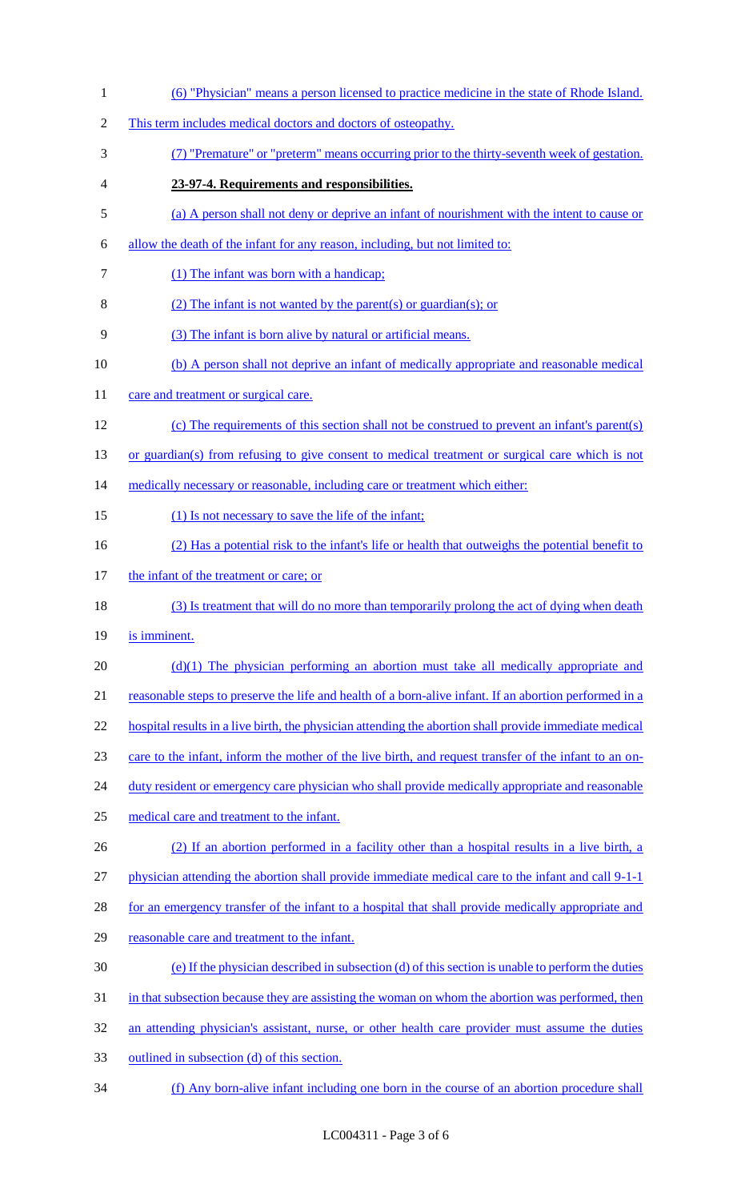(6) "Physician" means a person licensed to practice medicine in the state of Rhode Island. This term includes medical doctors and doctors of osteopathy.

(7) "Premature" or "preterm" means occurring prior to the thirty-seventh week of gestation.

**23-97-4. Requirements and responsibilities.**

(a) A person shall not deny or deprive an infant of nourishment with the intent to cause or allow the death of the infant for any reason, including, but not limited to:

(1) The infant was born with a handicap;

(2) The infant is not wanted by the parent(s) or guardian(s); or

(3) The infant is born alive by natural or artificial means.

(b) A person shall not deprive an infant of medically appropriate and reasonable medical care and treatment or surgical care.

(c) The requirements of this section shall not be construed to prevent an infant's parent(s) or guardian(s) from refusing to give consent to medical treatment or surgical care which is not medically necessary or reasonable, including care or treatment which either:

(1) Is not necessary to save the life of the infant;

(2) Has a potential risk to the infant's life or health that outweighs the potential benefit to the infant of the treatment or care; or

(3) Is treatment that will do no more than temporarily prolong the act of dying when death is imminent.

(d)(1) The physician performing an abortion must take all medically appropriate and reasonable steps to preserve the life and health of a born-alive infant. If an abortion performed in a hospital results in a live birth, the physician attending the abortion shall provide immediate medical care to the infant, inform the mother of the live birth, and request transfer of the infant to an on-duty resident or emergency care physician who shall provide medically appropriate and reasonable medical care and treatment to the infant.

(2) If an abortion performed in a facility other than a hospital results in a live birth, a physician attending the abortion shall provide immediate medical care to the infant and call 9-1-1 for an emergency transfer of the infant to a hospital that shall provide medically appropriate and reasonable care and treatment to the infant.

(e) If the physician described in subsection (d) of this section is unable to perform the duties in that subsection because they are assisting the woman on whom the abortion was performed, then an attending physician's assistant, nurse, or other health care provider must assume the duties outlined in subsection (d) of this section.

(f) Any born-alive infant including one born in the course of an abortion procedure shall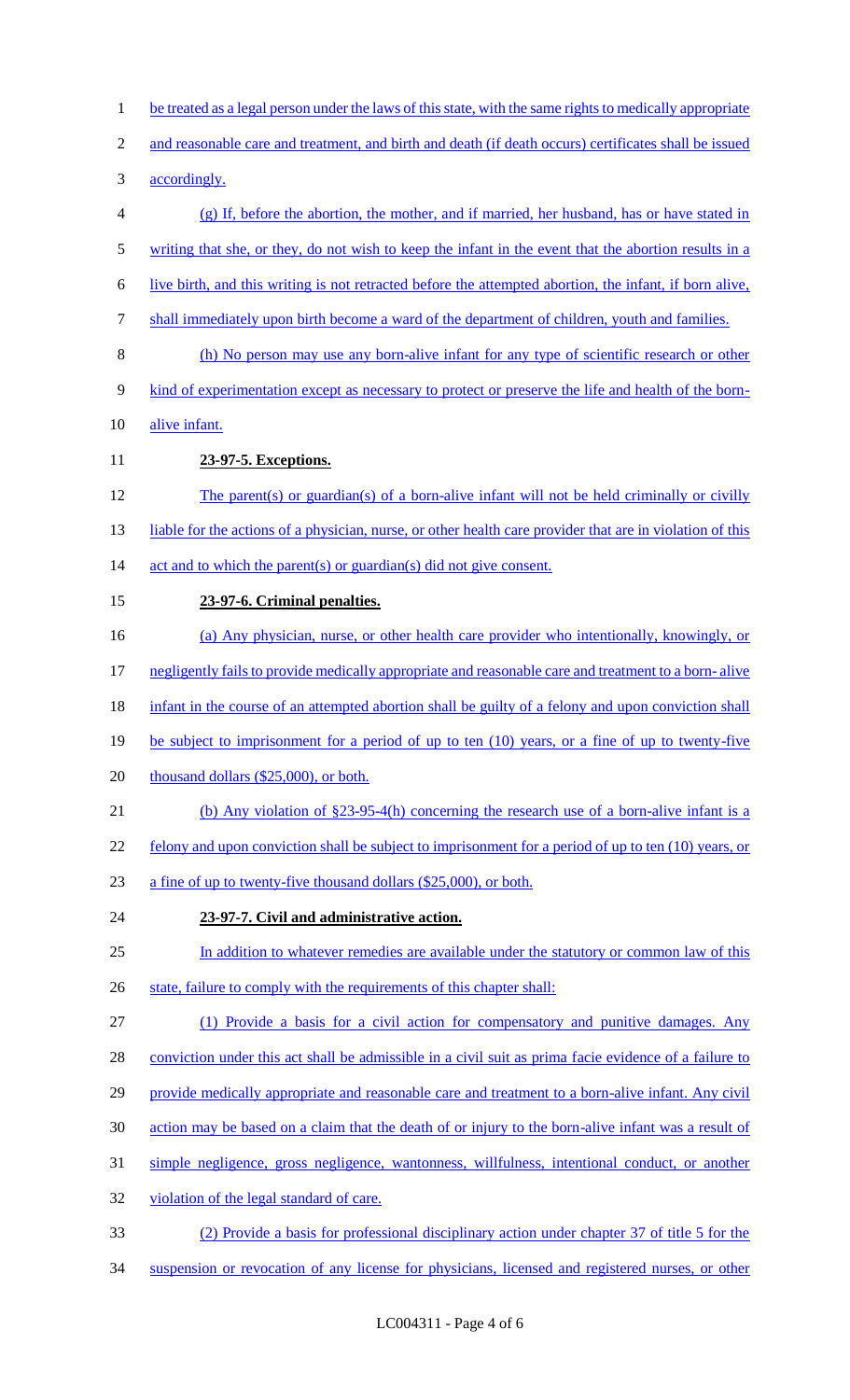be treated as a legal person under the laws of this state, with the same rights to medically appropriate and reasonable care and treatment, and birth and death (if death occurs) certificates shall be issued accordingly.

(g) If, before the abortion, the mother, and if married, her husband, has or have stated in writing that she, or they, do not wish to keep the infant in the event that the abortion results in a live birth, and this writing is not retracted before the attempted abortion, the infant, if born alive, shall immediately upon birth become a ward of the department of children, youth and families.

(h) No person may use any born-alive infant for any type of scientific research or other kind of experimentation except as necessary to protect or preserve the life and health of the born-alive infant.

**23-97-5. Exceptions.**

The parent(s) or guardian(s) of a born-alive infant will not be held criminally or civilly liable for the actions of a physician, nurse, or other health care provider that are in violation of this act and to which the parent(s) or guardian(s) did not give consent.

**23-97-6. Criminal penalties.**

(a) Any physician, nurse, or other health care provider who intentionally, knowingly, or negligently fails to provide medically appropriate and reasonable care and treatment to a born- alive infant in the course of an attempted abortion shall be guilty of a felony and upon conviction shall be subject to imprisonment for a period of up to ten (10) years, or a fine of up to twenty-five thousand dollars ($25,000), or both.

(b) Any violation of §23-95-4(h) concerning the research use of a born-alive infant is a felony and upon conviction shall be subject to imprisonment for a period of up to ten (10) years, or a fine of up to twenty-five thousand dollars ($25,000), or both.

**23-97-7. Civil and administrative action.**

In addition to whatever remedies are available under the statutory or common law of this state, failure to comply with the requirements of this chapter shall:

(1) Provide a basis for a civil action for compensatory and punitive damages. Any conviction under this act shall be admissible in a civil suit as prima facie evidence of a failure to provide medically appropriate and reasonable care and treatment to a born-alive infant. Any civil action may be based on a claim that the death of or injury to the born-alive infant was a result of simple negligence, gross negligence, wantonness, willfulness, intentional conduct, or another violation of the legal standard of care.

(2) Provide a basis for professional disciplinary action under chapter 37 of title 5 for the suspension or revocation of any license for physicians, licensed and registered nurses, or other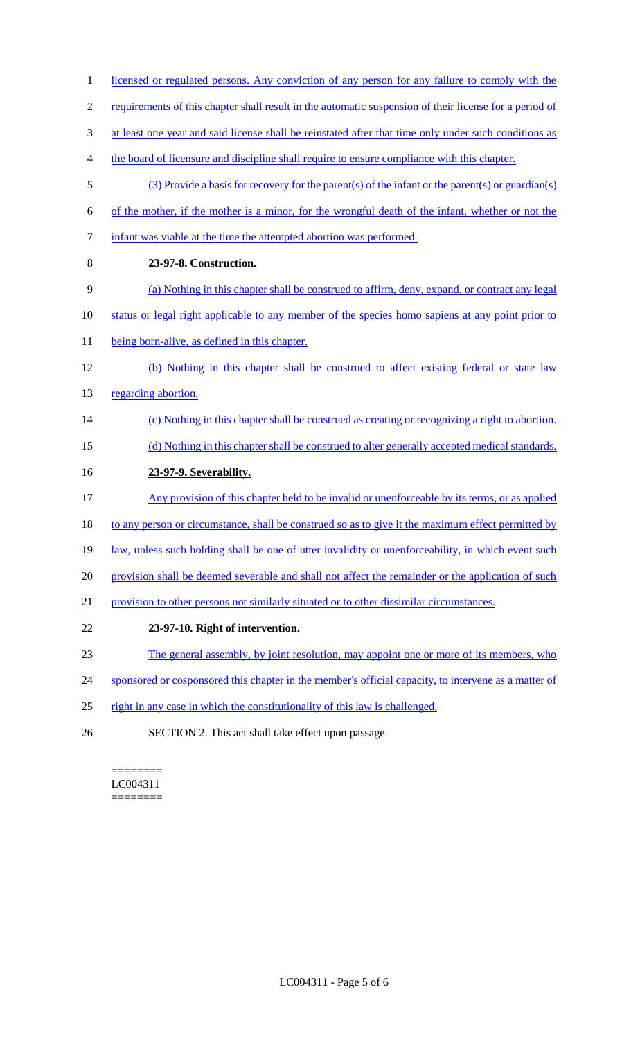licensed or regulated persons. Any conviction of any person for any failure to comply with the requirements of this chapter shall result in the automatic suspension of their license for a period of at least one year and said license shall be reinstated after that time only under such conditions as the board of licensure and discipline shall require to ensure compliance with this chapter.

(3) Provide a basis for recovery for the parent(s) of the infant or the parent(s) or guardian(s) of the mother, if the mother is a minor, for the wrongful death of the infant, whether or not the infant was viable at the time the attempted abortion was performed.

**23-97-8. Construction.**

(a) Nothing in this chapter shall be construed to affirm, deny, expand, or contract any legal status or legal right applicable to any member of the species homo sapiens at any point prior to being born-alive, as defined in this chapter.

(b) Nothing in this chapter shall be construed to affect existing federal or state law regarding abortion.

(c) Nothing in this chapter shall be construed as creating or recognizing a right to abortion.

(d) Nothing in this chapter shall be construed to alter generally accepted medical standards.

**23-97-9. Severability.**

Any provision of this chapter held to be invalid or unenforceable by its terms, or as applied to any person or circumstance, shall be construed so as to give it the maximum effect permitted by law, unless such holding shall be one of utter invalidity or unenforceability, in which event such provision shall be deemed severable and shall not affect the remainder or the application of such provision to other persons not similarly situated or to other dissimilar circumstances.

**23-97-10. Right of intervention.**

The general assembly, by joint resolution, may appoint one or more of its members, who sponsored or cosponsored this chapter in the member's official capacity, to intervene as a matter of right in any case in which the constitutionality of this law is challenged.

SECTION 2. This act shall take effect upon passage.

========
LC004311
========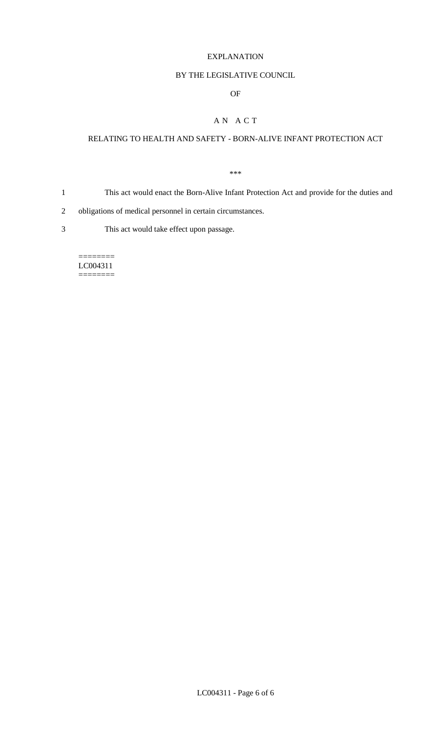EXPLANATION

BY THE LEGISLATIVE COUNCIL

OF

A N A C T

RELATING TO HEALTH AND SAFETY - BORN-ALIVE INFANT PROTECTION ACT

\*\*\*

1 This act would enact the Born-Alive Infant Protection Act and provide for the duties and
2 obligations of medical personnel in certain circumstances.
3 This act would take effect upon passage.

========
LC004311
========